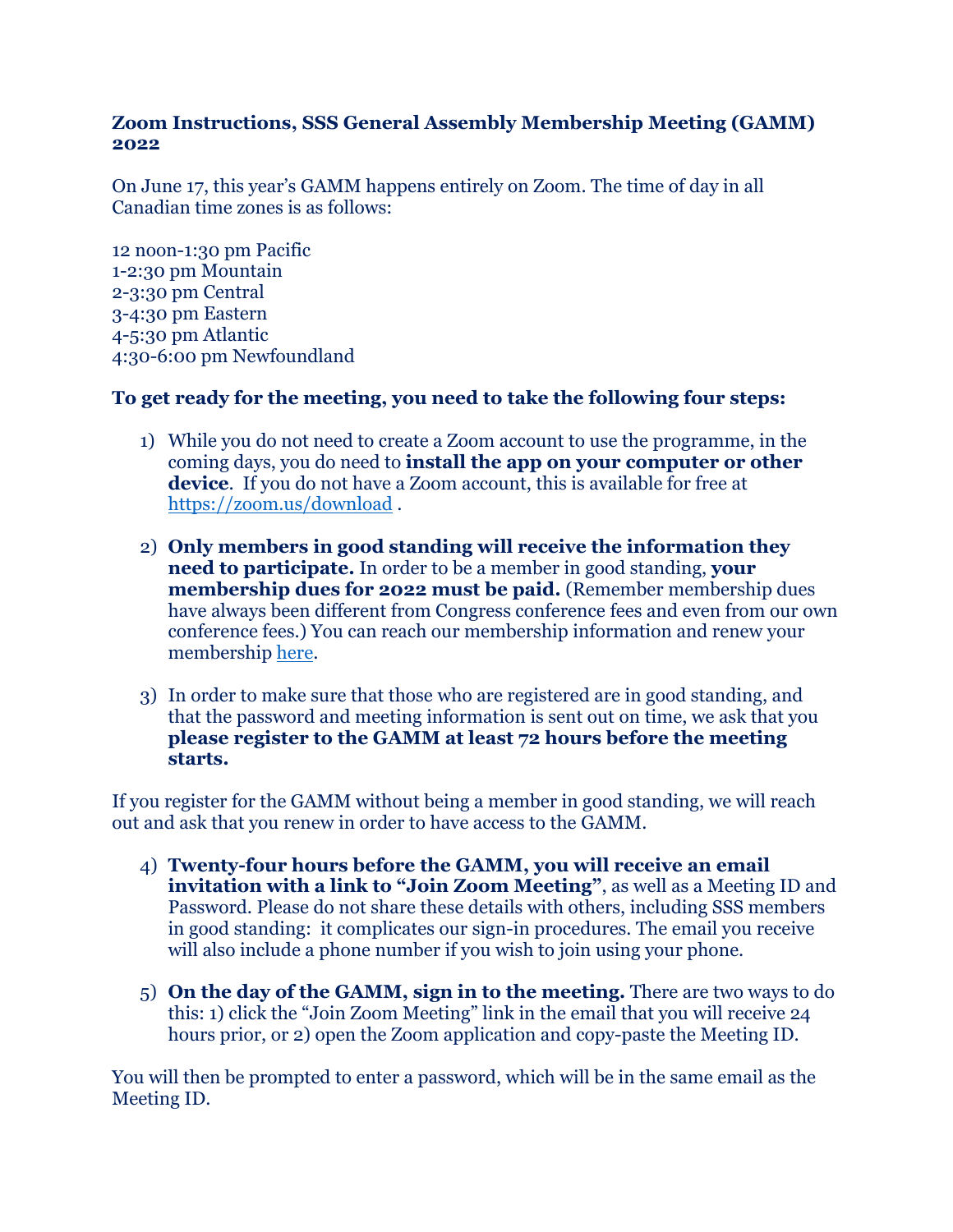**Zoom Instructions, SSS General Assembly Membership Meeting (GAMM) 2022**

On June 17, this year's GAMM happens entirely on Zoom. The time of day in all Canadian time zones is as follows:

12 noon-1:30 pm Pacific
1-2:30 pm Mountain
2-3:30 pm Central
3-4:30 pm Eastern
4-5:30 pm Atlantic
4:30-6:00 pm Newfoundland

**To get ready for the meeting, you need to take the following four steps:**

1) While you do not need to create a Zoom account to use the programme, in the coming days, you do need to **install the app on your computer or other device**. If you do not have a Zoom account, this is available for free at [https://zoom.us/download](https://zoom.us/download) .

2) **Only members in good standing will receive the information they need to participate.** In order to be a member in good standing, **your membership dues for 2022 must be paid.** (Remember membership dues have always been different from Congress conference fees and even from our own conference fees.) You can reach our membership information and renew your membership here.

3) In order to make sure that those who are registered are in good standing, and that the password and meeting information is sent out on time, we ask that you **please register to the GAMM at least 72 hours before the meeting starts.**

If you register for the GAMM without being a member in good standing, we will reach out and ask that you renew in order to have access to the GAMM.

4) **Twenty-four hours before the GAMM, you will receive an email invitation with a link to "Join Zoom Meeting"**, as well as a Meeting ID and Password. Please do not share these details with others, including SSS members in good standing: it complicates our sign-in procedures. The email you receive will also include a phone number if you wish to join using your phone.

5) **On the day of the GAMM, sign in to the meeting.** There are two ways to do this: 1) click the "Join Zoom Meeting" link in the email that you will receive 24 hours prior, or 2) open the Zoom application and copy-paste the Meeting ID.

You will then be prompted to enter a password, which will be in the same email as the Meeting ID.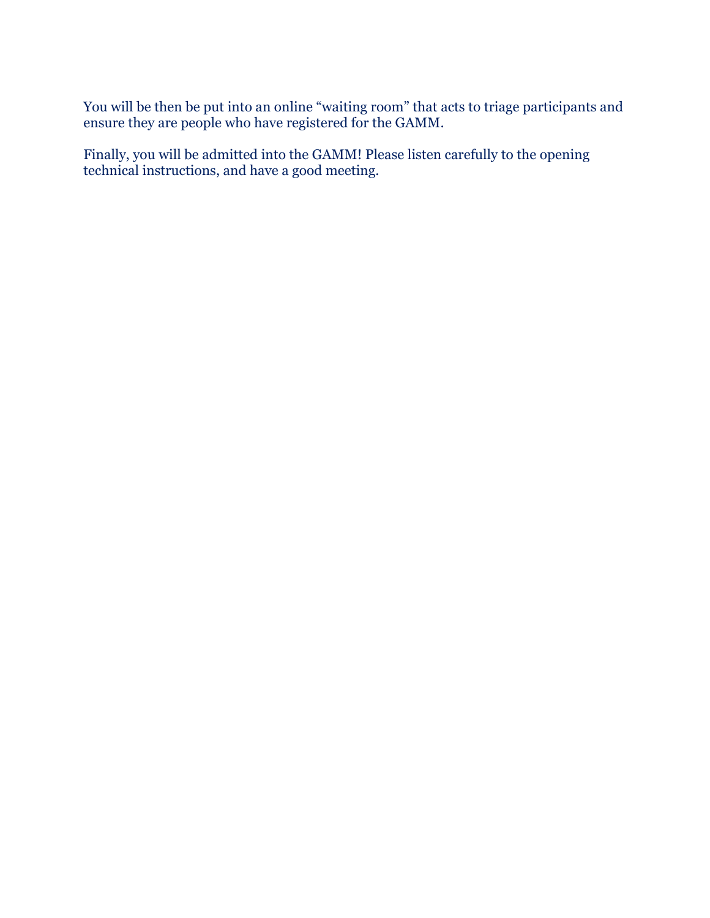You will be then be put into an online “waiting room” that acts to triage participants and ensure they are people who have registered for the GAMM.

Finally, you will be admitted into the GAMM! Please listen carefully to the opening technical instructions, and have a good meeting.